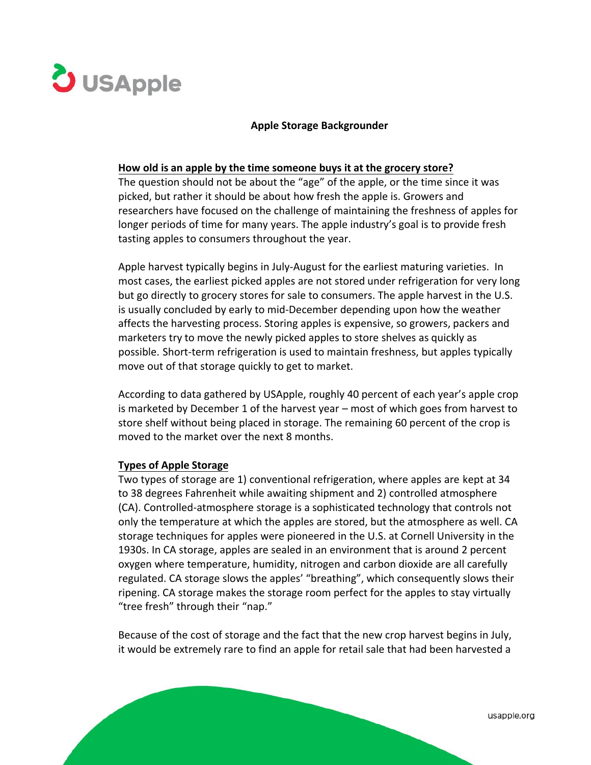USApple

# Apple Storage Backgrounder

## How old is an apple by the time someone buys it at the grocery store?

The question should not be about the "age" of the apple, or the time since it was picked, but rather it should be about how fresh the apple is. Growers and researchers have focused on the challenge of maintaining the freshness of apples for longer periods of time for many years. The apple industry's goal is to provide fresh tasting apples to consumers throughout the year.

Apple harvest typically begins in July-August for the earliest maturing varieties. In most cases, the earliest picked apples are not stored under refrigeration for very long but go directly to grocery stores for sale to consumers. The apple harvest in the U.S. is usually concluded by early to mid-December depending upon how the weather affects the harvesting process. Storing apples is expensive, so growers, packers and marketers try to move the newly picked apples to store shelves as quickly as possible. Short-term refrigeration is used to maintain freshness, but apples typically move out of that storage quickly to get to market.

According to data gathered by USApple, roughly 40 percent of each year's apple crop is marketed by December 1 of the harvest year – most of which goes from harvest to store shelf without being placed in storage. The remaining 60 percent of the crop is moved to the market over the next 8 months.

## Types of Apple Storage

Two types of storage are 1) conventional refrigeration, where apples are kept at 34 to 38 degrees Fahrenheit while awaiting shipment and 2) controlled atmosphere (CA). Controlled-atmosphere storage is a sophisticated technology that controls not only the temperature at which the apples are stored, but the atmosphere as well. CA storage techniques for apples were pioneered in the U.S. at Cornell University in the 1930s. In CA storage, apples are sealed in an environment that is around 2 percent oxygen where temperature, humidity, nitrogen and carbon dioxide are all carefully regulated. CA storage slows the apples' "breathing", which consequently slows their ripening. CA storage makes the storage room perfect for the apples to stay virtually "tree fresh" through their "nap."

Because of the cost of storage and the fact that the new crop harvest begins in July, it would be extremely rare to find an apple for retail sale that had been harvested a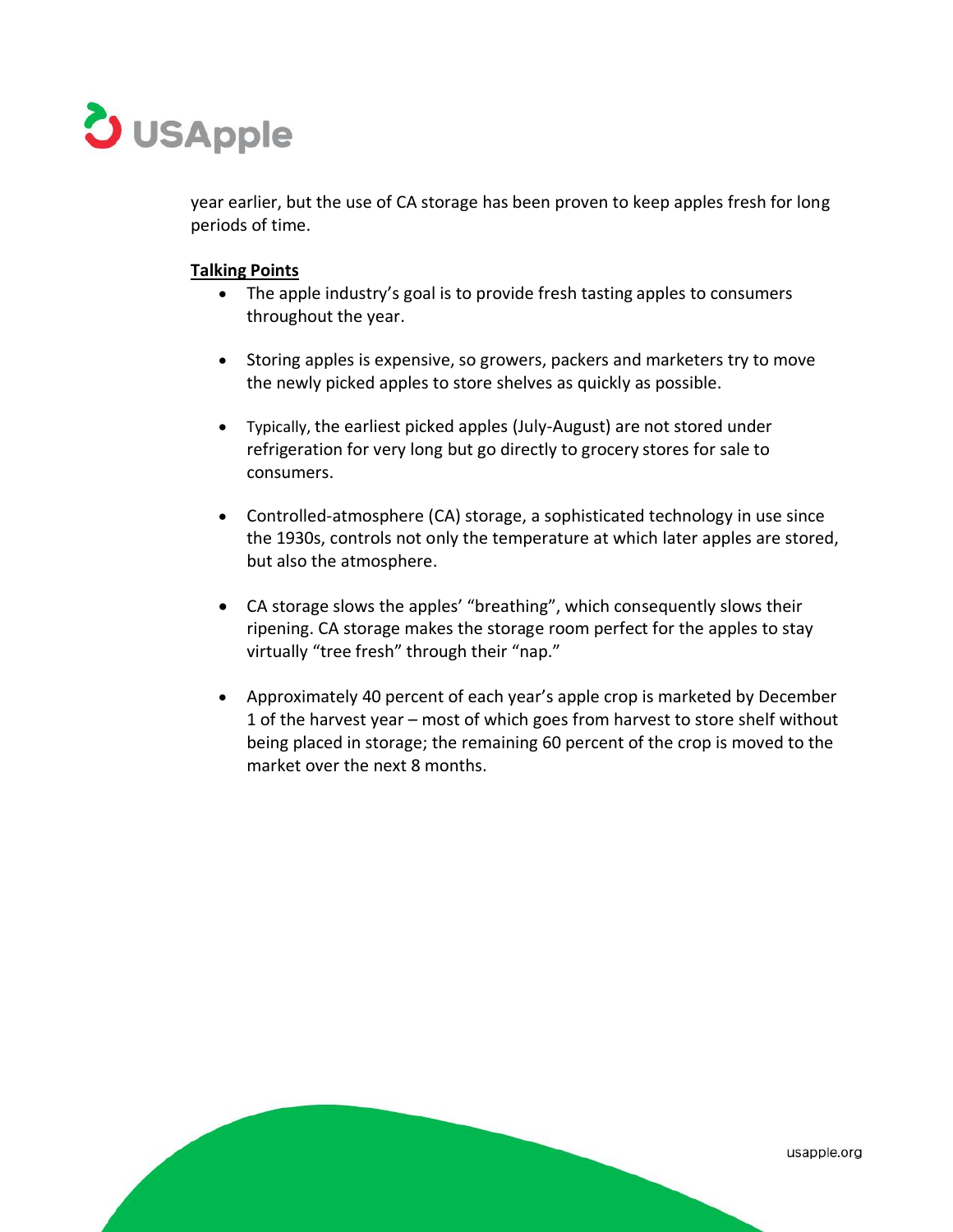year earlier, but the use of CA storage has been proven to keep apples fresh for long periods of time.

**Talking Points**

- The apple industry's goal is to provide fresh tasting apples to consumers throughout the year.
- Storing apples is expensive, so growers, packers and marketers try to move the newly picked apples to store shelves as quickly as possible.
- Typically, the earliest picked apples (July-August) are not stored under refrigeration for very long but go directly to grocery stores for sale to consumers.
- Controlled-atmosphere (CA) storage, a sophisticated technology in use since the 1930s, controls not only the temperature at which later apples are stored, but also the atmosphere.
- CA storage slows the apples' "breathing", which consequently slows their ripening. CA storage makes the storage room perfect for the apples to stay virtually "tree fresh" through their "nap."
- Approximately 40 percent of each year's apple crop is marketed by December 1 of the harvest year – most of which goes from harvest to store shelf without being placed in storage; the remaining 60 percent of the crop is moved to the market over the next 8 months.